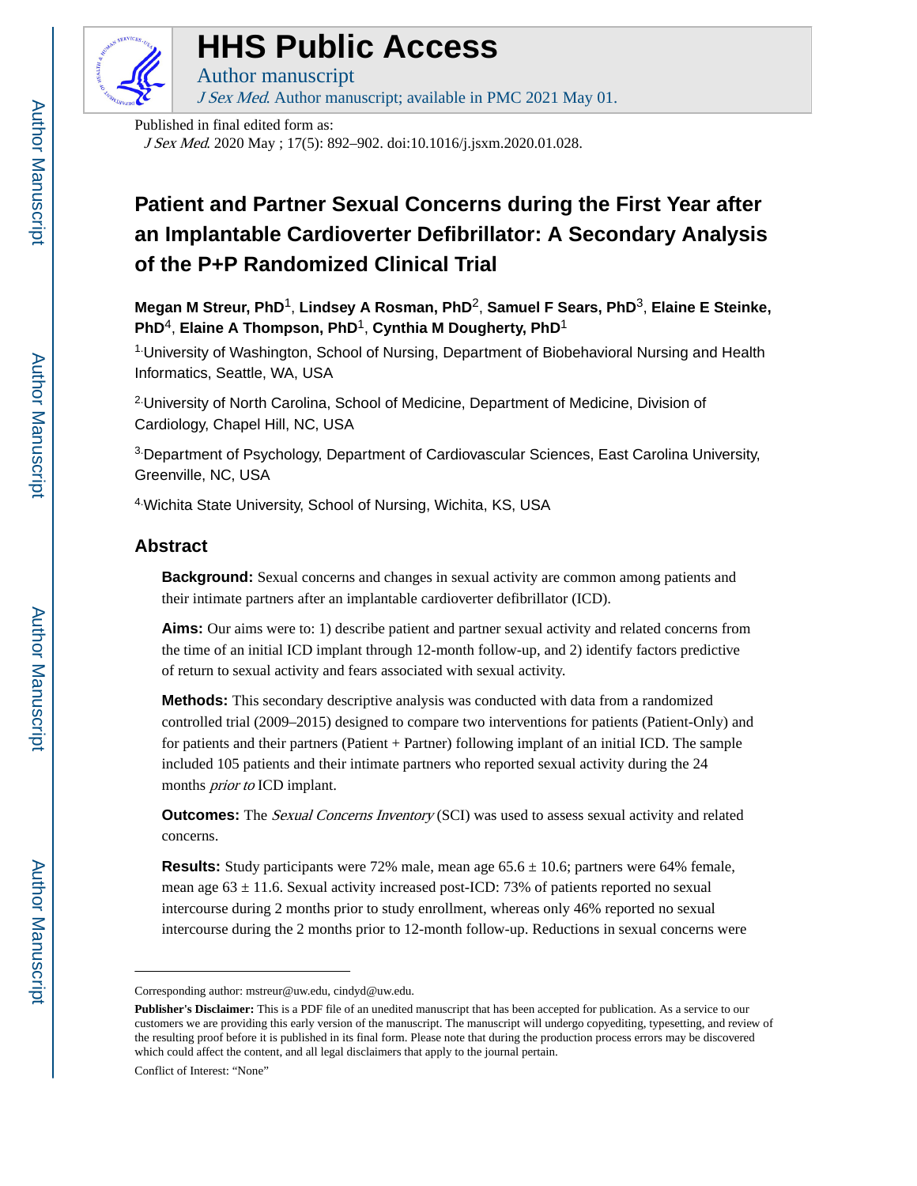# HHS Public Access

Author manuscript

*J Sex Med*. Author manuscript; available in PMC 2021 May 01.

Published in final edited form as:

*J Sex Med*. 2020 May ; 17(5): 892–902. doi:10.1016/j.jsxm.2020.01.028.

# Patient and Partner Sexual Concerns during the First Year after an Implantable Cardioverter Defibrillator: A Secondary Analysis of the P+P Randomized Clinical Trial

**Megan M Streur, PhD**[1], **Lindsey A Rosman, PhD**[2], **Samuel F Sears, PhD**[3], **Elaine E Steinke, PhD**[4], **Elaine A Thompson, PhD**[1], **Cynthia M Dougherty, PhD**[1]

[1]University of Washington, School of Nursing, Department of Biobehavioral Nursing and Health Informatics, Seattle, WA, USA

[2]University of North Carolina, School of Medicine, Department of Medicine, Division of Cardiology, Chapel Hill, NC, USA

[3]Department of Psychology, Department of Cardiovascular Sciences, East Carolina University, Greenville, NC, USA

[4]Wichita State University, School of Nursing, Wichita, KS, USA

## Abstract

**Background:** Sexual concerns and changes in sexual activity are common among patients and their intimate partners after an implantable cardioverter defibrillator (ICD).

**Aims:** Our aims were to: 1) describe patient and partner sexual activity and related concerns from the time of an initial ICD implant through 12-month follow-up, and 2) identify factors predictive of return to sexual activity and fears associated with sexual activity.

**Methods:** This secondary descriptive analysis was conducted with data from a randomized controlled trial (2009–2015) designed to compare two interventions for patients (Patient-Only) and for patients and their partners (Patient + Partner) following implant of an initial ICD. The sample included 105 patients and their intimate partners who reported sexual activity during the 24 months *prior to* ICD implant.

**Outcomes:** The *Sexual Concerns Inventory* (SCI) was used to assess sexual activity and related concerns.

**Results:** Study participants were 72% male, mean age 65.6 ± 10.6; partners were 64% female, mean age 63 ± 11.6. Sexual activity increased post-ICD: 73% of patients reported no sexual intercourse during 2 months prior to study enrollment, whereas only 46% reported no sexual intercourse during the 2 months prior to 12-month follow-up. Reductions in sexual concerns were

---

Corresponding author: mstreur@uw.edu, cindyd@uw.edu.

**Publisher's Disclaimer:** This is a PDF file of an unedited manuscript that has been accepted for publication. As a service to our customers we are providing this early version of the manuscript. The manuscript will undergo copyediting, typesetting, and review of the resulting proof before it is published in its final form. Please note that during the production process errors may be discovered which could affect the content, and all legal disclaimers that apply to the journal pertain.

Conflict of Interest: "None"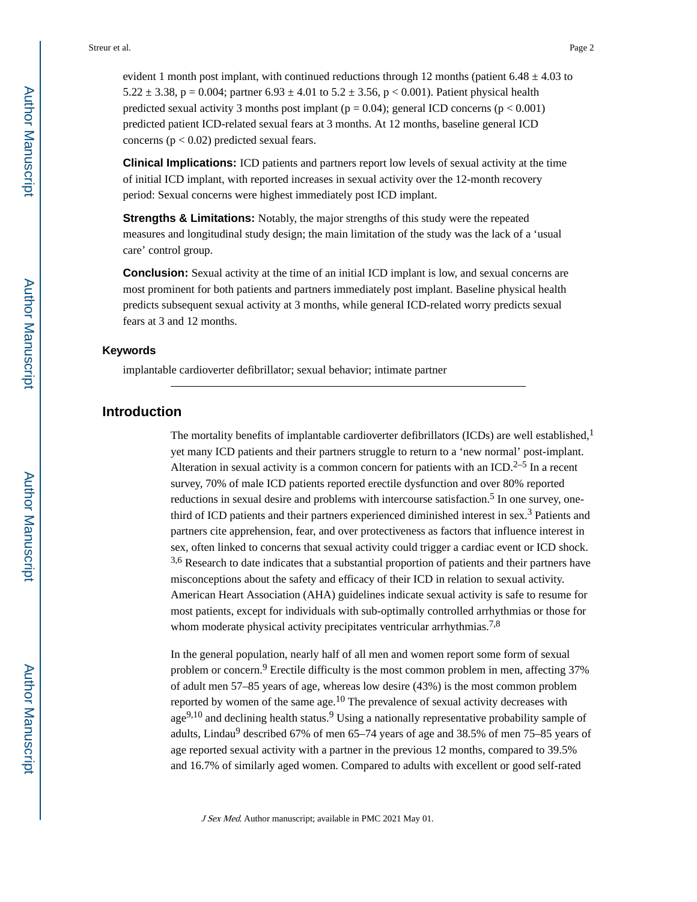evident 1 month post implant, with continued reductions through 12 months (patient 6.48 ± 4.03 to 5.22 ± 3.38, $p = 0.004$; partner 6.93 ± 4.01 to 5.2 ± 3.56, $p < 0.001$). Patient physical health predicted sexual activity 3 months post implant ($p = 0.04$); general ICD concerns ($p < 0.001$) predicted patient ICD-related sexual fears at 3 months. At 12 months, baseline general ICD concerns ($p < 0.02$) predicted sexual fears.

**Clinical Implications:** ICD patients and partners report low levels of sexual activity at the time of initial ICD implant, with reported increases in sexual activity over the 12-month recovery period: Sexual concerns were highest immediately post ICD implant.

**Strengths & Limitations:** Notably, the major strengths of this study were the repeated measures and longitudinal study design; the main limitation of the study was the lack of a 'usual care' control group.

**Conclusion:** Sexual activity at the time of an initial ICD implant is low, and sexual concerns are most prominent for both patients and partners immediately post implant. Baseline physical health predicts subsequent sexual activity at 3 months, while general ICD-related worry predicts sexual fears at 3 and 12 months.

### Keywords

implantable cardioverter defibrillator; sexual behavior; intimate partner

## Introduction

The mortality benefits of implantable cardioverter defibrillators (ICDs) are well established,[1] yet many ICD patients and their partners struggle to return to a 'new normal' post-implant. Alteration in sexual activity is a common concern for patients with an ICD.[2–5] In a recent survey, 70% of male ICD patients reported erectile dysfunction and over 80% reported reductions in sexual desire and problems with intercourse satisfaction.[5] In one survey, one-third of ICD patients and their partners experienced diminished interest in sex.[3] Patients and partners cite apprehension, fear, and over protectiveness as factors that influence interest in sex, often linked to concerns that sexual activity could trigger a cardiac event or ICD shock.[3,6] Research to date indicates that a substantial proportion of patients and their partners have misconceptions about the safety and efficacy of their ICD in relation to sexual activity. American Heart Association (AHA) guidelines indicate sexual activity is safe to resume for most patients, except for individuals with sub-optimally controlled arrhythmias or those for whom moderate physical activity precipitates ventricular arrhythmias.[7,8]

In the general population, nearly half of all men and women report some form of sexual problem or concern.[9] Erectile difficulty is the most common problem in men, affecting 37% of adult men 57–85 years of age, whereas low desire (43%) is the most common problem reported by women of the same age.[10] The prevalence of sexual activity decreases with age[9,10] and declining health status.[9] Using a nationally representative probability sample of adults, Lindau[9] described 67% of men 65–74 years of age and 38.5% of men 75–85 years of age reported sexual activity with a partner in the previous 12 months, compared to 39.5% and 16.7% of similarly aged women. Compared to adults with excellent or good self-rated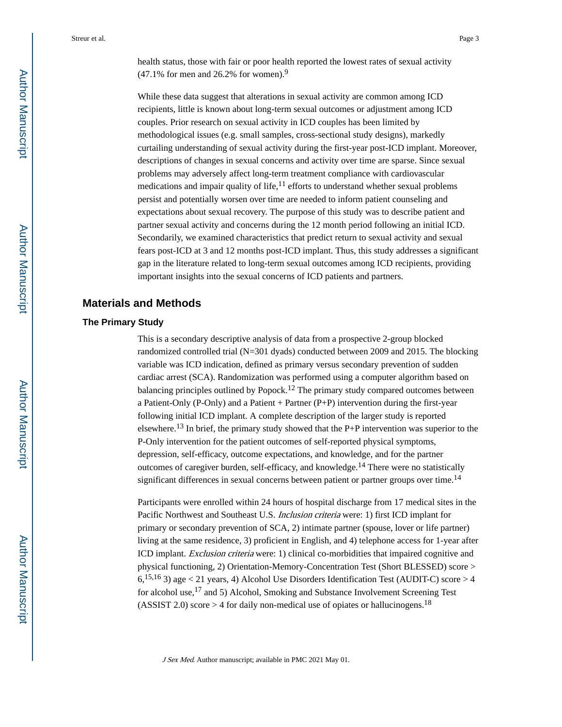health status, those with fair or poor health reported the lowest rates of sexual activity (47.1% for men and 26.2% for women).[9]

While these data suggest that alterations in sexual activity are common among ICD recipients, little is known about long-term sexual outcomes or adjustment among ICD couples. Prior research on sexual activity in ICD couples has been limited by methodological issues (e.g. small samples, cross-sectional study designs), markedly curtailing understanding of sexual activity during the first-year post-ICD implant. Moreover, descriptions of changes in sexual concerns and activity over time are sparse. Since sexual problems may adversely affect long-term treatment compliance with cardiovascular medications and impair quality of life,[11] efforts to understand whether sexual problems persist and potentially worsen over time are needed to inform patient counseling and expectations about sexual recovery. The purpose of this study was to describe patient and partner sexual activity and concerns during the 12 month period following an initial ICD. Secondarily, we examined characteristics that predict return to sexual activity and sexual fears post-ICD at 3 and 12 months post-ICD implant. Thus, this study addresses a significant gap in the literature related to long-term sexual outcomes among ICD recipients, providing important insights into the sexual concerns of ICD patients and partners.

## Materials and Methods

### The Primary Study

This is a secondary descriptive analysis of data from a prospective 2-group blocked randomized controlled trial (N=301 dyads) conducted between 2009 and 2015. The blocking variable was ICD indication, defined as primary versus secondary prevention of sudden cardiac arrest (SCA). Randomization was performed using a computer algorithm based on balancing principles outlined by Popock.[12] The primary study compared outcomes between a Patient-Only (P-Only) and a Patient + Partner (P+P) intervention during the first-year following initial ICD implant. A complete description of the larger study is reported elsewhere.[13] In brief, the primary study showed that the P+P intervention was superior to the P-Only intervention for the patient outcomes of self-reported physical symptoms, depression, self-efficacy, outcome expectations, and knowledge, and for the partner outcomes of caregiver burden, self-efficacy, and knowledge.[14] There were no statistically significant differences in sexual concerns between patient or partner groups over time.[14]

Participants were enrolled within 24 hours of hospital discharge from 17 medical sites in the Pacific Northwest and Southeast U.S. *Inclusion criteria* were: 1) first ICD implant for primary or secondary prevention of SCA, 2) intimate partner (spouse, lover or life partner) living at the same residence, 3) proficient in English, and 4) telephone access for 1-year after ICD implant. *Exclusion criteria* were: 1) clinical co-morbidities that impaired cognitive and physical functioning, 2) Orientation-Memory-Concentration Test (Short BLESSED) score > 6,[15,16] 3) age < 21 years, 4) Alcohol Use Disorders Identification Test (AUDIT-C) score > 4 for alcohol use,[17] and 5) Alcohol, Smoking and Substance Involvement Screening Test (ASSIST 2.0) score > 4 for daily non-medical use of opiates or hallucinogens.[18]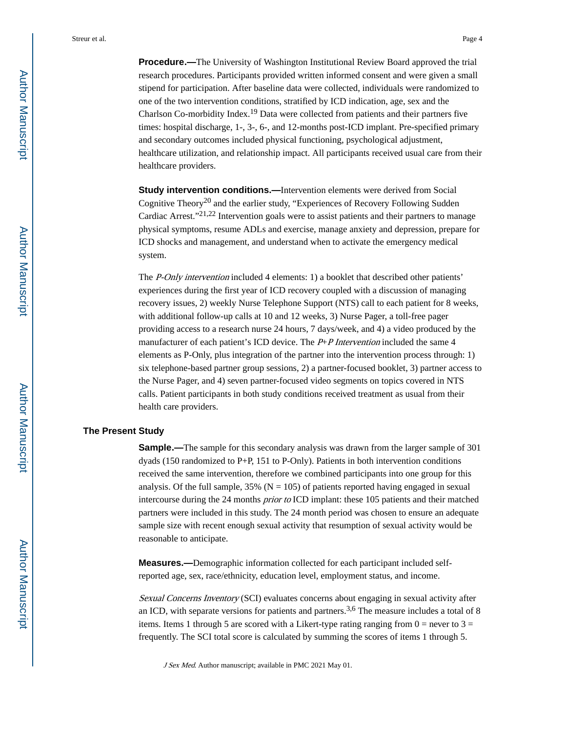**Procedure.—**The University of Washington Institutional Review Board approved the trial research procedures. Participants provided written informed consent and were given a small stipend for participation. After baseline data were collected, individuals were randomized to one of the two intervention conditions, stratified by ICD indication, age, sex and the Charlson Co-morbidity Index.[19] Data were collected from patients and their partners five times: hospital discharge, 1-, 3-, 6-, and 12-months post-ICD implant. Pre-specified primary and secondary outcomes included physical functioning, psychological adjustment, healthcare utilization, and relationship impact. All participants received usual care from their healthcare providers.

**Study intervention conditions.—**Intervention elements were derived from Social Cognitive Theory[20] and the earlier study, "Experiences of Recovery Following Sudden Cardiac Arrest."[21,22] Intervention goals were to assist patients and their partners to manage physical symptoms, resume ADLs and exercise, manage anxiety and depression, prepare for ICD shocks and management, and understand when to activate the emergency medical system.

The *P-Only intervention* included 4 elements: 1) a booklet that described other patients' experiences during the first year of ICD recovery coupled with a discussion of managing recovery issues, 2) weekly Nurse Telephone Support (NTS) call to each patient for 8 weeks, with additional follow-up calls at 10 and 12 weeks, 3) Nurse Pager, a toll-free pager providing access to a research nurse 24 hours, 7 days/week, and 4) a video produced by the manufacturer of each patient's ICD device. The *P+P Intervention* included the same 4 elements as P-Only, plus integration of the partner into the intervention process through: 1) six telephone-based partner group sessions, 2) a partner-focused booklet, 3) partner access to the Nurse Pager, and 4) seven partner-focused video segments on topics covered in NTS calls. Patient participants in both study conditions received treatment as usual from their health care providers.

## The Present Study

**Sample.—**The sample for this secondary analysis was drawn from the larger sample of 301 dyads (150 randomized to P+P, 151 to P-Only). Patients in both intervention conditions received the same intervention, therefore we combined participants into one group for this analysis. Of the full sample, 35% (N = 105) of patients reported having engaged in sexual intercourse during the 24 months *prior to* ICD implant: these 105 patients and their matched partners were included in this study. The 24 month period was chosen to ensure an adequate sample size with recent enough sexual activity that resumption of sexual activity would be reasonable to anticipate.

**Measures.—**Demographic information collected for each participant included self-reported age, sex, race/ethnicity, education level, employment status, and income.

*Sexual Concerns Inventory* (SCI) evaluates concerns about engaging in sexual activity after an ICD, with separate versions for patients and partners.[3,6] The measure includes a total of 8 items. Items 1 through 5 are scored with a Likert-type rating ranging from 0 = never to 3 = frequently. The SCI total score is calculated by summing the scores of items 1 through 5.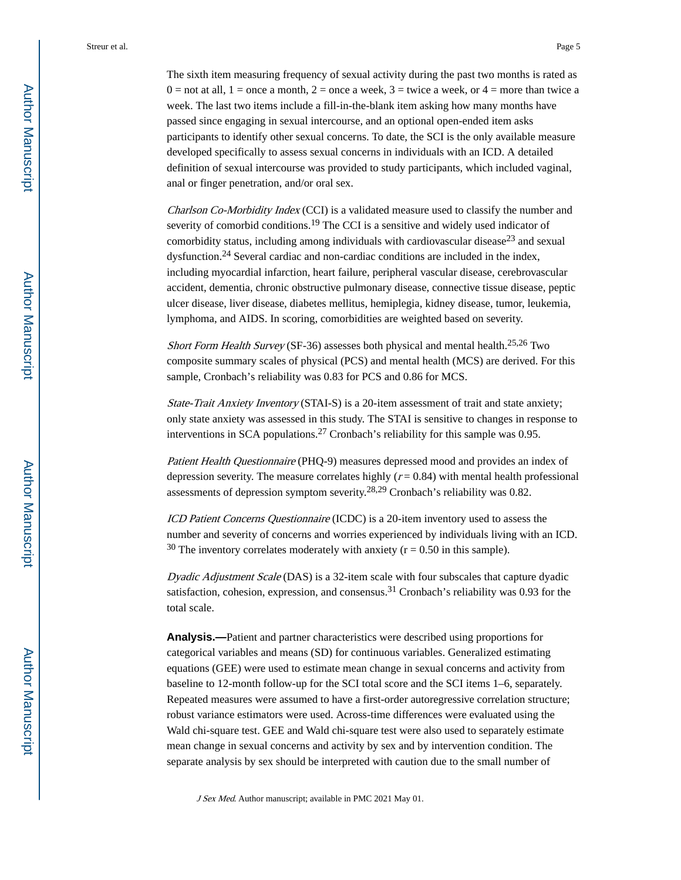The sixth item measuring frequency of sexual activity during the past two months is rated as 0 = not at all, 1 = once a month, 2 = once a week, 3 = twice a week, or 4 = more than twice a week. The last two items include a fill-in-the-blank item asking how many months have passed since engaging in sexual intercourse, and an optional open-ended item asks participants to identify other sexual concerns. To date, the SCI is the only available measure developed specifically to assess sexual concerns in individuals with an ICD. A detailed definition of sexual intercourse was provided to study participants, which included vaginal, anal or finger penetration, and/or oral sex.

*Charlson Co-Morbidity Index* (CCI) is a validated measure used to classify the number and severity of comorbid conditions.[19] The CCI is a sensitive and widely used indicator of comorbidity status, including among individuals with cardiovascular disease[23] and sexual dysfunction.[24] Several cardiac and non-cardiac conditions are included in the index, including myocardial infarction, heart failure, peripheral vascular disease, cerebrovascular accident, dementia, chronic obstructive pulmonary disease, connective tissue disease, peptic ulcer disease, liver disease, diabetes mellitus, hemiplegia, kidney disease, tumor, leukemia, lymphoma, and AIDS. In scoring, comorbidities are weighted based on severity.

*Short Form Health Survey* (SF-36) assesses both physical and mental health.[25,26] Two composite summary scales of physical (PCS) and mental health (MCS) are derived. For this sample, Cronbach's reliability was 0.83 for PCS and 0.86 for MCS.

*State-Trait Anxiety Inventory* (STAI-S) is a 20-item assessment of trait and state anxiety; only state anxiety was assessed in this study. The STAI is sensitive to changes in response to interventions in SCA populations.[27] Cronbach's reliability for this sample was 0.95.

*Patient Health Questionnaire* (PHQ-9) measures depressed mood and provides an index of depression severity. The measure correlates highly ($r = 0.84$) with mental health professional assessments of depression symptom severity.[28,29] Cronbach's reliability was 0.82.

*ICD Patient Concerns Questionnaire* (ICDC) is a 20-item inventory used to assess the number and severity of concerns and worries experienced by individuals living with an ICD.[30] The inventory correlates moderately with anxiety ($r = 0.50$ in this sample).

*Dyadic Adjustment Scale* (DAS) is a 32-item scale with four subscales that capture dyadic satisfaction, cohesion, expression, and consensus.[31] Cronbach's reliability was 0.93 for the total scale.

**Analysis.—**Patient and partner characteristics were described using proportions for categorical variables and means (SD) for continuous variables. Generalized estimating equations (GEE) were used to estimate mean change in sexual concerns and activity from baseline to 12-month follow-up for the SCI total score and the SCI items 1–6, separately. Repeated measures were assumed to have a first-order autoregressive correlation structure; robust variance estimators were used. Across-time differences were evaluated using the Wald chi-square test. GEE and Wald chi-square test were also used to separately estimate mean change in sexual concerns and activity by sex and by intervention condition. The separate analysis by sex should be interpreted with caution due to the small number of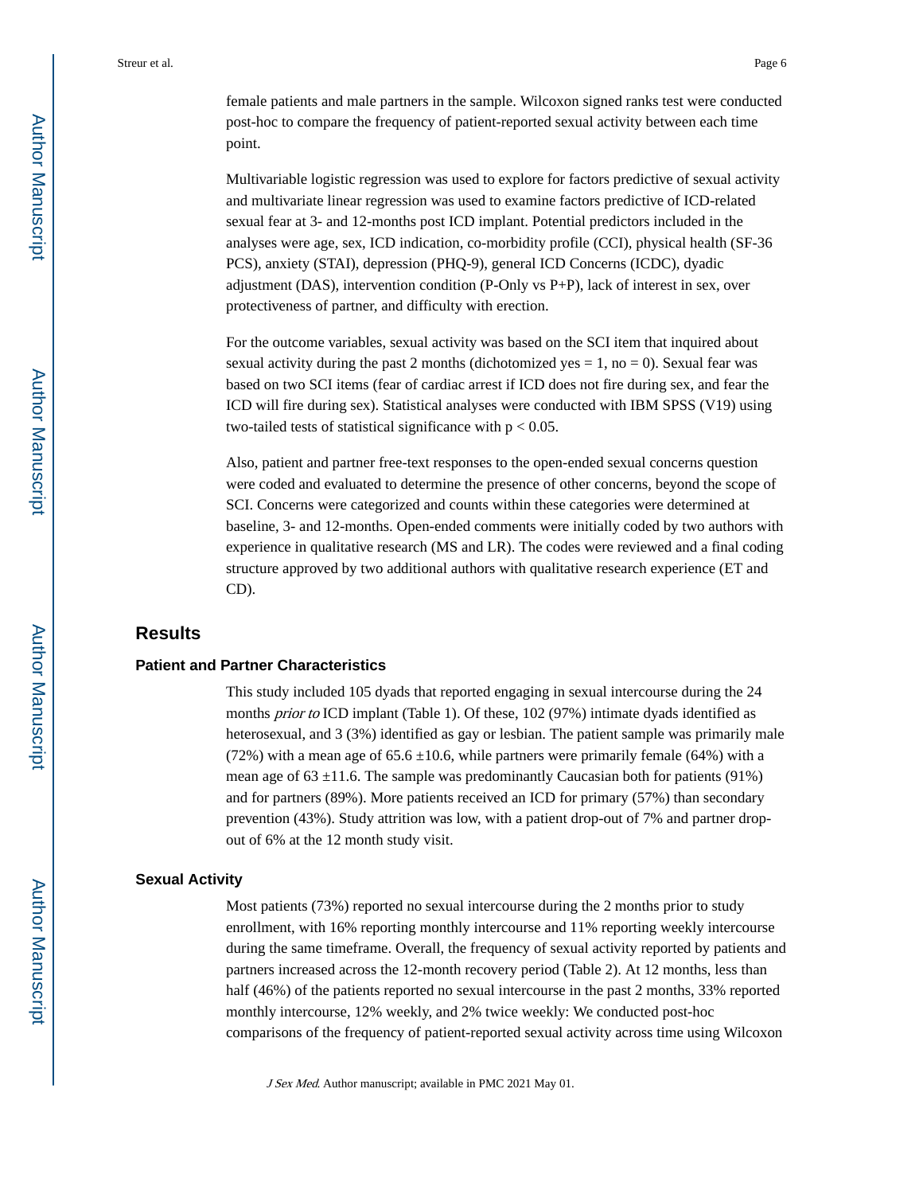female patients and male partners in the sample. Wilcoxon signed ranks test were conducted post-hoc to compare the frequency of patient-reported sexual activity between each time point.

Multivariable logistic regression was used to explore for factors predictive of sexual activity and multivariate linear regression was used to examine factors predictive of ICD-related sexual fear at 3- and 12-months post ICD implant. Potential predictors included in the analyses were age, sex, ICD indication, co-morbidity profile (CCI), physical health (SF-36 PCS), anxiety (STAI), depression (PHQ-9), general ICD Concerns (ICDC), dyadic adjustment (DAS), intervention condition (P-Only vs P+P), lack of interest in sex, over protectiveness of partner, and difficulty with erection.

For the outcome variables, sexual activity was based on the SCI item that inquired about sexual activity during the past 2 months (dichotomized yes = 1, no = 0). Sexual fear was based on two SCI items (fear of cardiac arrest if ICD does not fire during sex, and fear the ICD will fire during sex). Statistical analyses were conducted with IBM SPSS (V19) using two-tailed tests of statistical significance with $p < 0.05$.

Also, patient and partner free-text responses to the open-ended sexual concerns question were coded and evaluated to determine the presence of other concerns, beyond the scope of SCI. Concerns were categorized and counts within these categories were determined at baseline, 3- and 12-months. Open-ended comments were initially coded by two authors with experience in qualitative research (MS and LR). The codes were reviewed and a final coding structure approved by two additional authors with qualitative research experience (ET and CD).

# Results

## Patient and Partner Characteristics

This study included 105 dyads that reported engaging in sexual intercourse during the 24 months *prior to* ICD implant (Table 1). Of these, 102 (97%) intimate dyads identified as heterosexual, and 3 (3%) identified as gay or lesbian. The patient sample was primarily male (72%) with a mean age of 65.6 ±10.6, while partners were primarily female (64%) with a mean age of 63 ±11.6. The sample was predominantly Caucasian both for patients (91%) and for partners (89%). More patients received an ICD for primary (57%) than secondary prevention (43%). Study attrition was low, with a patient drop-out of 7% and partner drop-out of 6% at the 12 month study visit.

## Sexual Activity

Most patients (73%) reported no sexual intercourse during the 2 months prior to study enrollment, with 16% reporting monthly intercourse and 11% reporting weekly intercourse during the same timeframe. Overall, the frequency of sexual activity reported by patients and partners increased across the 12-month recovery period (Table 2). At 12 months, less than half (46%) of the patients reported no sexual intercourse in the past 2 months, 33% reported monthly intercourse, 12% weekly, and 2% twice weekly: We conducted post-hoc comparisons of the frequency of patient-reported sexual activity across time using Wilcoxon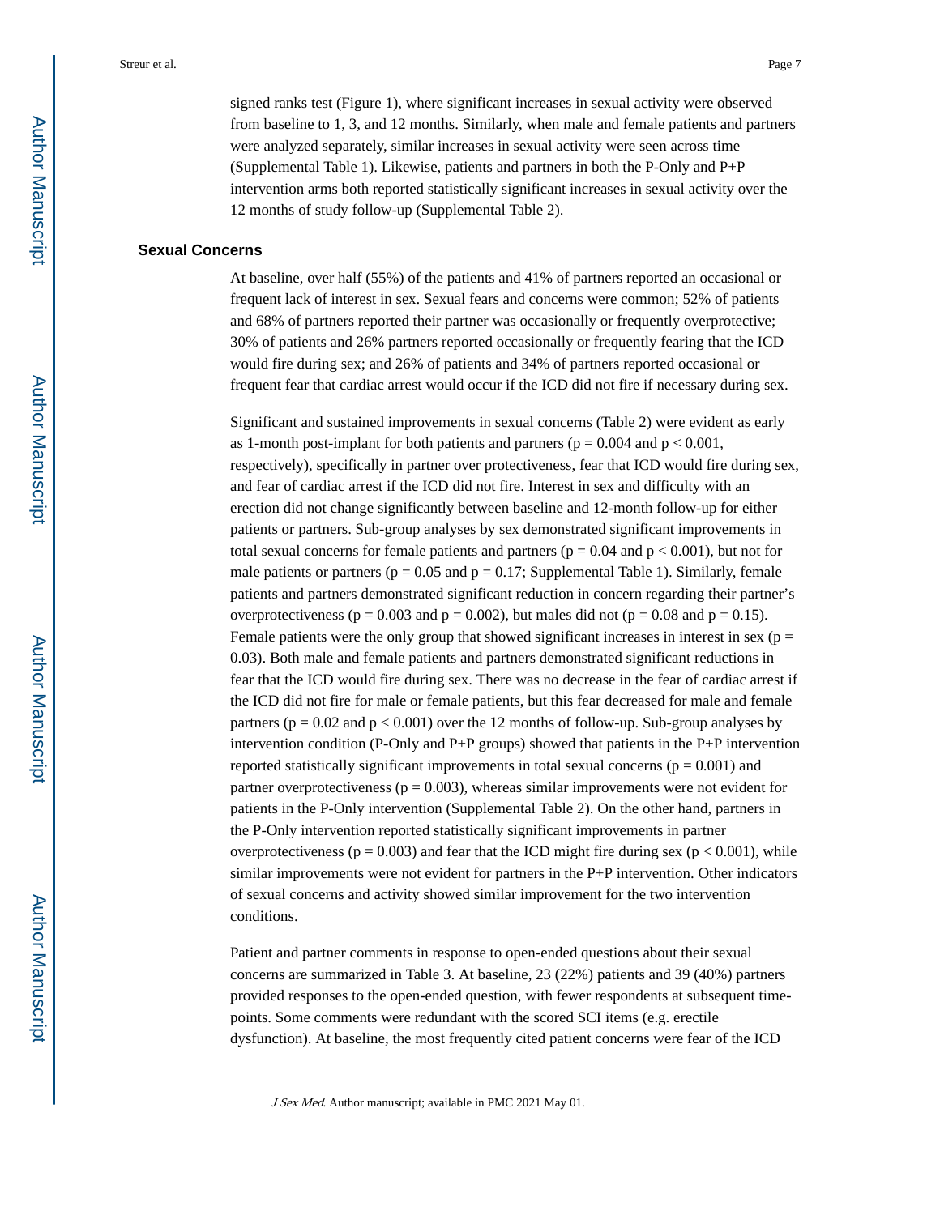signed ranks test (Figure 1), where significant increases in sexual activity were observed from baseline to 1, 3, and 12 months. Similarly, when male and female patients and partners were analyzed separately, similar increases in sexual activity were seen across time (Supplemental Table 1). Likewise, patients and partners in both the P-Only and P+P intervention arms both reported statistically significant increases in sexual activity over the 12 months of study follow-up (Supplemental Table 2).

### Sexual Concerns

At baseline, over half (55%) of the patients and 41% of partners reported an occasional or frequent lack of interest in sex. Sexual fears and concerns were common; 52% of patients and 68% of partners reported their partner was occasionally or frequently overprotective; 30% of patients and 26% partners reported occasionally or frequently fearing that the ICD would fire during sex; and 26% of patients and 34% of partners reported occasional or frequent fear that cardiac arrest would occur if the ICD did not fire if necessary during sex.

Significant and sustained improvements in sexual concerns (Table 2) were evident as early as 1-month post-implant for both patients and partners ($p = 0.004$ and $p < 0.001$, respectively), specifically in partner over protectiveness, fear that ICD would fire during sex, and fear of cardiac arrest if the ICD did not fire. Interest in sex and difficulty with an erection did not change significantly between baseline and 12-month follow-up for either patients or partners. Sub-group analyses by sex demonstrated significant improvements in total sexual concerns for female patients and partners ($p = 0.04$ and $p < 0.001$), but not for male patients or partners ($p = 0.05$ and $p = 0.17$; Supplemental Table 1). Similarly, female patients and partners demonstrated significant reduction in concern regarding their partner's overprotectiveness ($p = 0.003$ and $p = 0.002$), but males did not ($p = 0.08$ and $p = 0.15$). Female patients were the only group that showed significant increases in interest in sex ($p = 0.03$). Both male and female patients and partners demonstrated significant reductions in fear that the ICD would fire during sex. There was no decrease in the fear of cardiac arrest if the ICD did not fire for male or female patients, but this fear decreased for male and female partners ($p = 0.02$ and $p < 0.001$) over the 12 months of follow-up. Sub-group analyses by intervention condition (P-Only and P+P groups) showed that patients in the P+P intervention reported statistically significant improvements in total sexual concerns ($p = 0.001$) and partner overprotectiveness ($p = 0.003$), whereas similar improvements were not evident for patients in the P-Only intervention (Supplemental Table 2). On the other hand, partners in the P-Only intervention reported statistically significant improvements in partner overprotectiveness ($p = 0.003$) and fear that the ICD might fire during sex ($p < 0.001$), while similar improvements were not evident for partners in the P+P intervention. Other indicators of sexual concerns and activity showed similar improvement for the two intervention conditions.

Patient and partner comments in response to open-ended questions about their sexual concerns are summarized in Table 3. At baseline, 23 (22%) patients and 39 (40%) partners provided responses to the open-ended question, with fewer respondents at subsequent time-points. Some comments were redundant with the scored SCI items (e.g. erectile dysfunction). At baseline, the most frequently cited patient concerns were fear of the ICD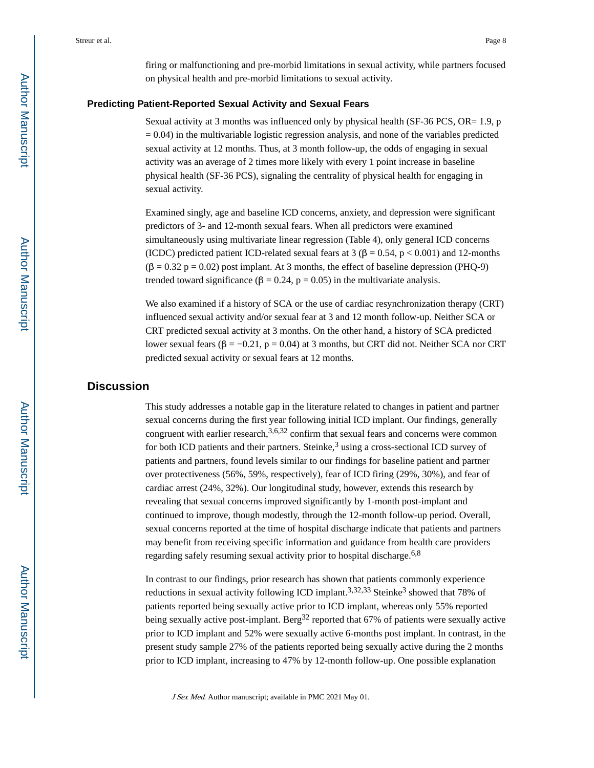firing or malfunctioning and pre-morbid limitations in sexual activity, while partners focused on physical health and pre-morbid limitations to sexual activity.

### Predicting Patient-Reported Sexual Activity and Sexual Fears

Sexual activity at 3 months was influenced only by physical health (SF-36 PCS, OR= 1.9, $p = 0.04$) in the multivariable logistic regression analysis, and none of the variables predicted sexual activity at 12 months. Thus, at 3 month follow-up, the odds of engaging in sexual activity was an average of 2 times more likely with every 1 point increase in baseline physical health (SF-36 PCS), signaling the centrality of physical health for engaging in sexual activity.

Examined singly, age and baseline ICD concerns, anxiety, and depression were significant predictors of 3- and 12-month sexual fears. When all predictors were examined simultaneously using multivariate linear regression (Table 4), only general ICD concerns (ICDC) predicted patient ICD-related sexual fears at 3 ($\beta = 0.54$, $p < 0.001$) and 12-months ($\beta = 0.32$ $p = 0.02$) post implant. At 3 months, the effect of baseline depression (PHQ-9) trended toward significance ($\beta = 0.24$, $p = 0.05$) in the multivariate analysis.

We also examined if a history of SCA or the use of cardiac resynchronization therapy (CRT) influenced sexual activity and/or sexual fear at 3 and 12 month follow-up. Neither SCA or CRT predicted sexual activity at 3 months. On the other hand, a history of SCA predicted lower sexual fears ($\beta = -0.21$, $p = 0.04$) at 3 months, but CRT did not. Neither SCA nor CRT predicted sexual activity or sexual fears at 12 months.

## Discussion

This study addresses a notable gap in the literature related to changes in patient and partner sexual concerns during the first year following initial ICD implant. Our findings, generally congruent with earlier research,[3,6,32] confirm that sexual fears and concerns were common for both ICD patients and their partners. Steinke,[3] using a cross-sectional ICD survey of patients and partners, found levels similar to our findings for baseline patient and partner over protectiveness (56%, 59%, respectively), fear of ICD firing (29%, 30%), and fear of cardiac arrest (24%, 32%). Our longitudinal study, however, extends this research by revealing that sexual concerns improved significantly by 1-month post-implant and continued to improve, though modestly, through the 12-month follow-up period. Overall, sexual concerns reported at the time of hospital discharge indicate that patients and partners may benefit from receiving specific information and guidance from health care providers regarding safely resuming sexual activity prior to hospital discharge.[6,8]

In contrast to our findings, prior research has shown that patients commonly experience reductions in sexual activity following ICD implant.[3,32,33] Steinke[3] showed that 78% of patients reported being sexually active prior to ICD implant, whereas only 55% reported being sexually active post-implant. Berg[32] reported that 67% of patients were sexually active prior to ICD implant and 52% were sexually active 6-months post implant. In contrast, in the present study sample 27% of the patients reported being sexually active during the 2 months prior to ICD implant, increasing to 47% by 12-month follow-up. One possible explanation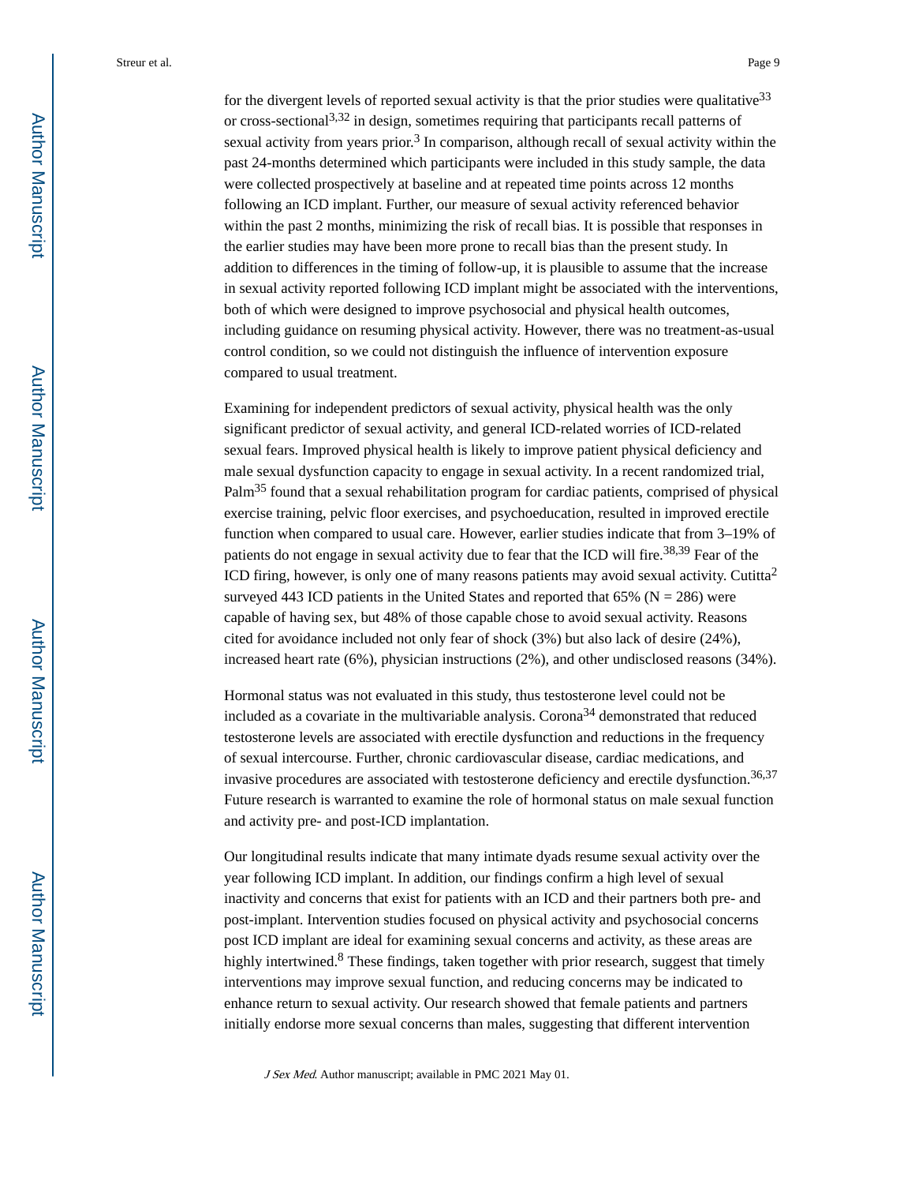for the divergent levels of reported sexual activity is that the prior studies were qualitative[33] or cross-sectional[3,32] in design, sometimes requiring that participants recall patterns of sexual activity from years prior.[3] In comparison, although recall of sexual activity within the past 24-months determined which participants were included in this study sample, the data were collected prospectively at baseline and at repeated time points across 12 months following an ICD implant. Further, our measure of sexual activity referenced behavior within the past 2 months, minimizing the risk of recall bias. It is possible that responses in the earlier studies may have been more prone to recall bias than the present study. In addition to differences in the timing of follow-up, it is plausible to assume that the increase in sexual activity reported following ICD implant might be associated with the interventions, both of which were designed to improve psychosocial and physical health outcomes, including guidance on resuming physical activity. However, there was no treatment-as-usual control condition, so we could not distinguish the influence of intervention exposure compared to usual treatment.

Examining for independent predictors of sexual activity, physical health was the only significant predictor of sexual activity, and general ICD-related worries of ICD-related sexual fears. Improved physical health is likely to improve patient physical deficiency and male sexual dysfunction capacity to engage in sexual activity. In a recent randomized trial, Palm[35] found that a sexual rehabilitation program for cardiac patients, comprised of physical exercise training, pelvic floor exercises, and psychoeducation, resulted in improved erectile function when compared to usual care. However, earlier studies indicate that from 3–19% of patients do not engage in sexual activity due to fear that the ICD will fire.[38,39] Fear of the ICD firing, however, is only one of many reasons patients may avoid sexual activity. Cutitta[2] surveyed 443 ICD patients in the United States and reported that 65% (N = 286) were capable of having sex, but 48% of those capable chose to avoid sexual activity. Reasons cited for avoidance included not only fear of shock (3%) but also lack of desire (24%), increased heart rate (6%), physician instructions (2%), and other undisclosed reasons (34%).

Hormonal status was not evaluated in this study, thus testosterone level could not be included as a covariate in the multivariable analysis. Corona[34] demonstrated that reduced testosterone levels are associated with erectile dysfunction and reductions in the frequency of sexual intercourse. Further, chronic cardiovascular disease, cardiac medications, and invasive procedures are associated with testosterone deficiency and erectile dysfunction.[36,37] Future research is warranted to examine the role of hormonal status on male sexual function and activity pre- and post-ICD implantation.

Our longitudinal results indicate that many intimate dyads resume sexual activity over the year following ICD implant. In addition, our findings confirm a high level of sexual inactivity and concerns that exist for patients with an ICD and their partners both pre- and post-implant. Intervention studies focused on physical activity and psychosocial concerns post ICD implant are ideal for examining sexual concerns and activity, as these areas are highly intertwined.[8] These findings, taken together with prior research, suggest that timely interventions may improve sexual function, and reducing concerns may be indicated to enhance return to sexual activity. Our research showed that female patients and partners initially endorse more sexual concerns than males, suggesting that different intervention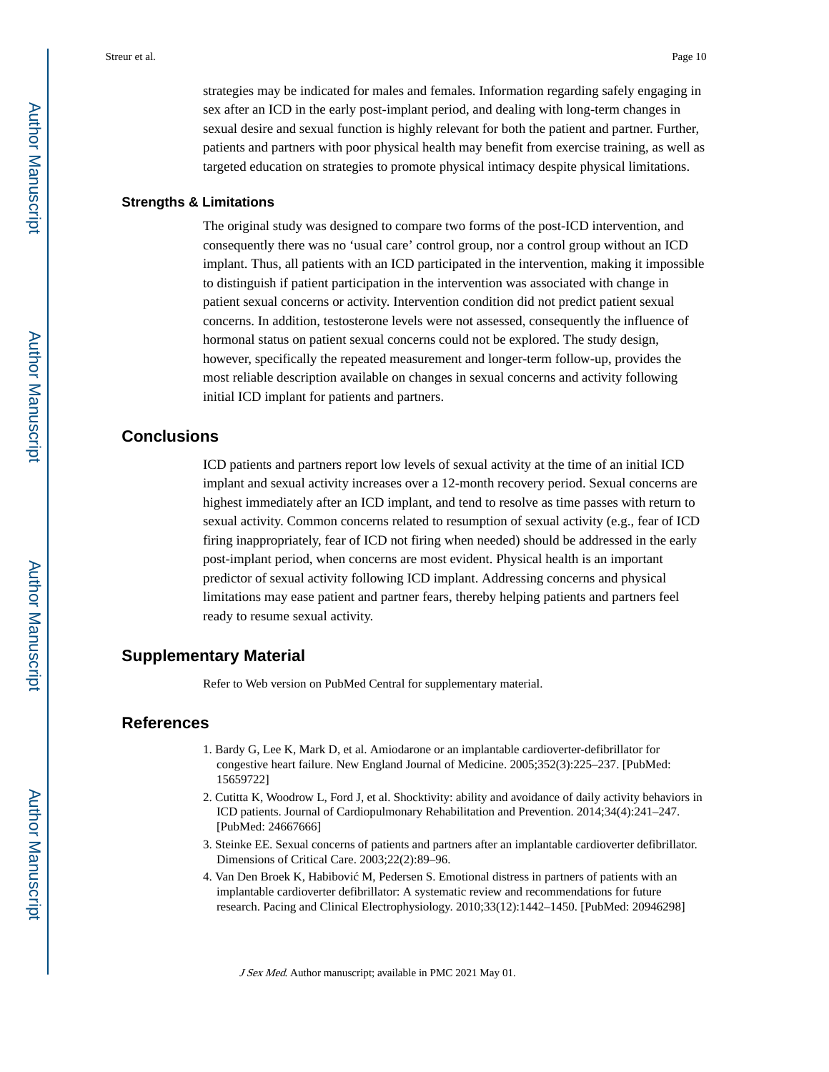strategies may be indicated for males and females. Information regarding safely engaging in sex after an ICD in the early post-implant period, and dealing with long-term changes in sexual desire and sexual function is highly relevant for both the patient and partner. Further, patients and partners with poor physical health may benefit from exercise training, as well as targeted education on strategies to promote physical intimacy despite physical limitations.

### Strengths & Limitations

The original study was designed to compare two forms of the post-ICD intervention, and consequently there was no 'usual care' control group, nor a control group without an ICD implant. Thus, all patients with an ICD participated in the intervention, making it impossible to distinguish if patient participation in the intervention was associated with change in patient sexual concerns or activity. Intervention condition did not predict patient sexual concerns. In addition, testosterone levels were not assessed, consequently the influence of hormonal status on patient sexual concerns could not be explored. The study design, however, specifically the repeated measurement and longer-term follow-up, provides the most reliable description available on changes in sexual concerns and activity following initial ICD implant for patients and partners.

## Conclusions

ICD patients and partners report low levels of sexual activity at the time of an initial ICD implant and sexual activity increases over a 12-month recovery period. Sexual concerns are highest immediately after an ICD implant, and tend to resolve as time passes with return to sexual activity. Common concerns related to resumption of sexual activity (e.g., fear of ICD firing inappropriately, fear of ICD not firing when needed) should be addressed in the early post-implant period, when concerns are most evident. Physical health is an important predictor of sexual activity following ICD implant. Addressing concerns and physical limitations may ease patient and partner fears, thereby helping patients and partners feel ready to resume sexual activity.

## Supplementary Material

Refer to Web version on PubMed Central for supplementary material.

## References

1. Bardy G, Lee K, Mark D, et al. Amiodarone or an implantable cardioverter-defibrillator for congestive heart failure. New England Journal of Medicine. 2005;352(3):225–237. [PubMed: 15659722]
2. Cutitta K, Woodrow L, Ford J, et al. Shocktivity: ability and avoidance of daily activity behaviors in ICD patients. Journal of Cardiopulmonary Rehabilitation and Prevention. 2014;34(4):241–247. [PubMed: 24667666]
3. Steinke EE. Sexual concerns of patients and partners after an implantable cardioverter defibrillator. Dimensions of Critical Care. 2003;22(2):89–96.
4. Van Den Broek K, Habibović M, Pedersen S. Emotional distress in partners of patients with an implantable cardioverter defibrillator: A systematic review and recommendations for future research. Pacing and Clinical Electrophysiology. 2010;33(12):1442–1450. [PubMed: 20946298]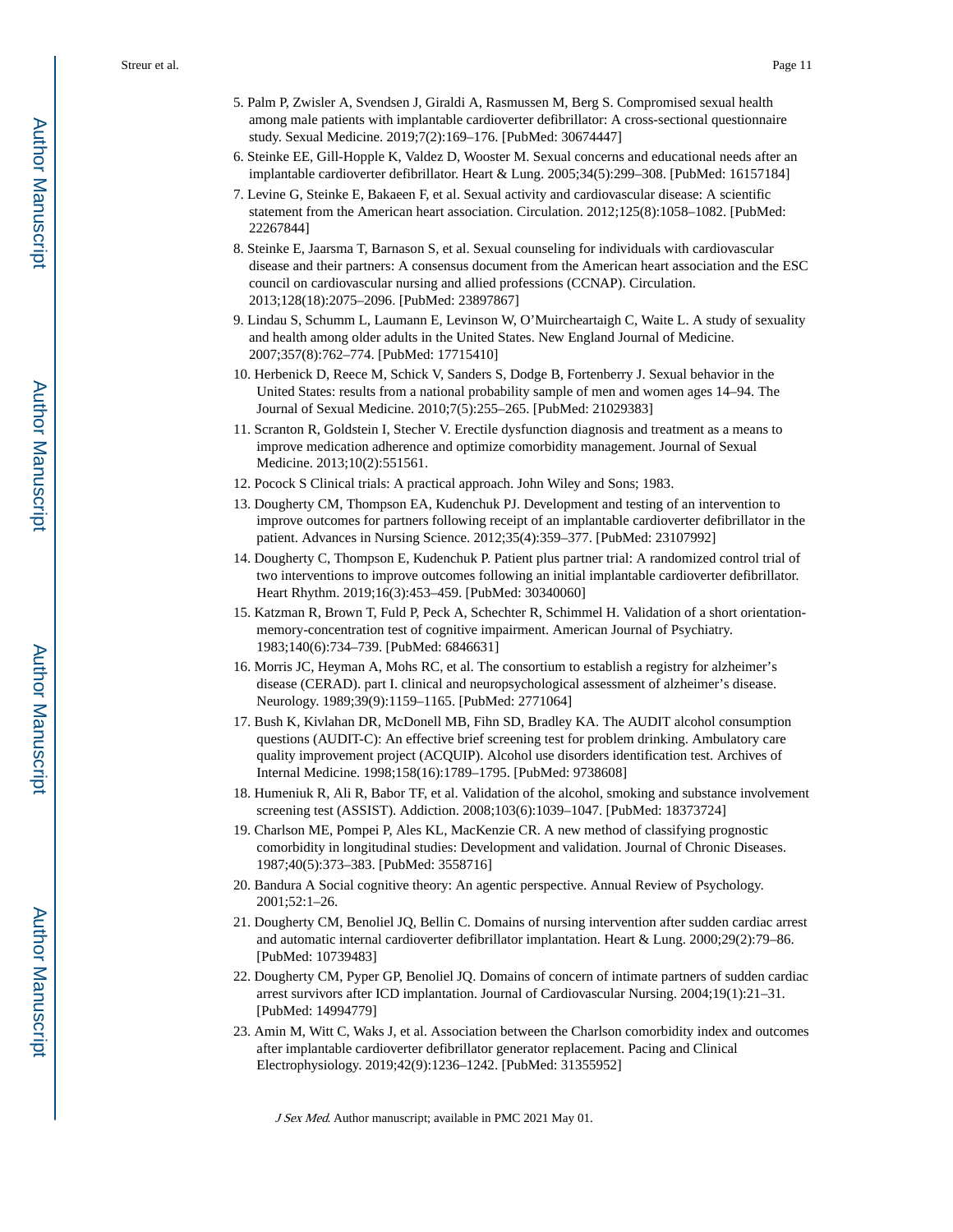5. Palm P, Zwisler A, Svendsen J, Giraldi A, Rasmussen M, Berg S. Compromised sexual health among male patients with implantable cardioverter defibrillator: A cross-sectional questionnaire study. Sexual Medicine. 2019;7(2):169–176. [PubMed: 30674447]
6. Steinke EE, Gill-Hopple K, Valdez D, Wooster M. Sexual concerns and educational needs after an implantable cardioverter defibrillator. Heart & Lung. 2005;34(5):299–308. [PubMed: 16157184]
7. Levine G, Steinke E, Bakaeen F, et al. Sexual activity and cardiovascular disease: A scientific statement from the American heart association. Circulation. 2012;125(8):1058–1082. [PubMed: 22267844]
8. Steinke E, Jaarsma T, Barnason S, et al. Sexual counseling for individuals with cardiovascular disease and their partners: A consensus document from the American heart association and the ESC council on cardiovascular nursing and allied professions (CCNAP). Circulation. 2013;128(18):2075–2096. [PubMed: 23897867]
9. Lindau S, Schumm L, Laumann E, Levinson W, O'Muircheartaigh C, Waite L. A study of sexuality and health among older adults in the United States. New England Journal of Medicine. 2007;357(8):762–774. [PubMed: 17715410]
10. Herbenick D, Reece M, Schick V, Sanders S, Dodge B, Fortenberry J. Sexual behavior in the United States: results from a national probability sample of men and women ages 14–94. The Journal of Sexual Medicine. 2010;7(5):255–265. [PubMed: 21029383]
11. Scranton R, Goldstein I, Stecher V. Erectile dysfunction diagnosis and treatment as a means to improve medication adherence and optimize comorbidity management. Journal of Sexual Medicine. 2013;10(2):551561.
12. Pocock S Clinical trials: A practical approach. John Wiley and Sons; 1983.
13. Dougherty CM, Thompson EA, Kudenchuk PJ. Development and testing of an intervention to improve outcomes for partners following receipt of an implantable cardioverter defibrillator in the patient. Advances in Nursing Science. 2012;35(4):359–377. [PubMed: 23107992]
14. Dougherty C, Thompson E, Kudenchuk P. Patient plus partner trial: A randomized control trial of two interventions to improve outcomes following an initial implantable cardioverter defibrillator. Heart Rhythm. 2019;16(3):453–459. [PubMed: 30340060]
15. Katzman R, Brown T, Fuld P, Peck A, Schechter R, Schimmel H. Validation of a short orientation-memory-concentration test of cognitive impairment. American Journal of Psychiatry. 1983;140(6):734–739. [PubMed: 6846631]
16. Morris JC, Heyman A, Mohs RC, et al. The consortium to establish a registry for alzheimer's disease (CERAD). part I. clinical and neuropsychological assessment of alzheimer's disease. Neurology. 1989;39(9):1159–1165. [PubMed: 2771064]
17. Bush K, Kivlahan DR, McDonell MB, Fihn SD, Bradley KA. The AUDIT alcohol consumption questions (AUDIT-C): An effective brief screening test for problem drinking. Ambulatory care quality improvement project (ACQUIP). Alcohol use disorders identification test. Archives of Internal Medicine. 1998;158(16):1789–1795. [PubMed: 9738608]
18. Humeniuk R, Ali R, Babor TF, et al. Validation of the alcohol, smoking and substance involvement screening test (ASSIST). Addiction. 2008;103(6):1039–1047. [PubMed: 18373724]
19. Charlson ME, Pompei P, Ales KL, MacKenzie CR. A new method of classifying prognostic comorbidity in longitudinal studies: Development and validation. Journal of Chronic Diseases. 1987;40(5):373–383. [PubMed: 3558716]
20. Bandura A Social cognitive theory: An agentic perspective. Annual Review of Psychology. 2001;52:1–26.
21. Dougherty CM, Benoliel JQ, Bellin C. Domains of nursing intervention after sudden cardiac arrest and automatic internal cardioverter defibrillator implantation. Heart & Lung. 2000;29(2):79–86. [PubMed: 10739483]
22. Dougherty CM, Pyper GP, Benoliel JQ. Domains of concern of intimate partners of sudden cardiac arrest survivors after ICD implantation. Journal of Cardiovascular Nursing. 2004;19(1):21–31. [PubMed: 14994779]
23. Amin M, Witt C, Waks J, et al. Association between the Charlson comorbidity index and outcomes after implantable cardioverter defibrillator generator replacement. Pacing and Clinical Electrophysiology. 2019;42(9):1236–1242. [PubMed: 31355952]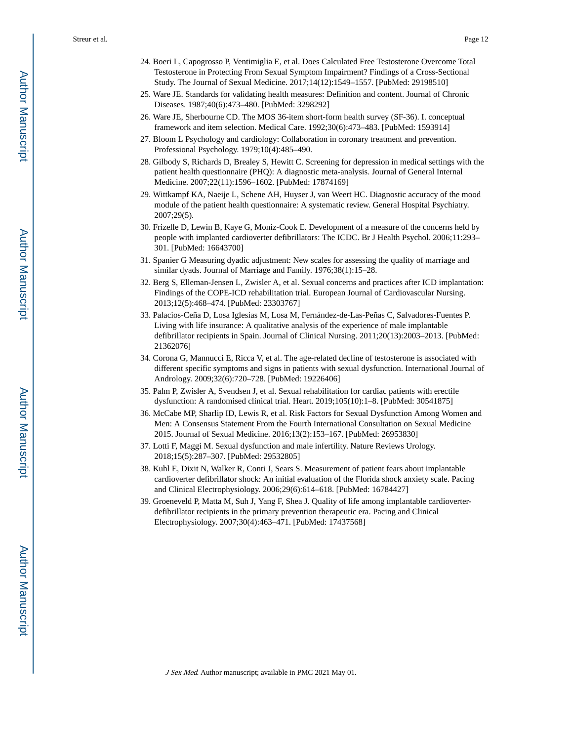24. Boeri L, Capogrosso P, Ventimiglia E, et al. Does Calculated Free Testosterone Overcome Total Testosterone in Protecting From Sexual Symptom Impairment? Findings of a Cross-Sectional Study. The Journal of Sexual Medicine. 2017;14(12):1549–1557. [PubMed: 29198510]
25. Ware JE. Standards for validating health measures: Definition and content. Journal of Chronic Diseases. 1987;40(6):473–480. [PubMed: 3298292]
26. Ware JE, Sherbourne CD. The MOS 36-item short-form health survey (SF-36). I. conceptual framework and item selection. Medical Care. 1992;30(6):473–483. [PubMed: 1593914]
27. Bloom L Psychology and cardiology: Collaboration in coronary treatment and prevention. Professional Psychology. 1979;10(4):485–490.
28. Gilbody S, Richards D, Brealey S, Hewitt C. Screening for depression in medical settings with the patient health questionnaire (PHQ): A diagnostic meta-analysis. Journal of General Internal Medicine. 2007;22(11):1596–1602. [PubMed: 17874169]
29. Wittkampf KA, Naeije L, Schene AH, Huyser J, van Weert HC. Diagnostic accuracy of the mood module of the patient health questionnaire: A systematic review. General Hospital Psychiatry. 2007;29(5).
30. Frizelle D, Lewin B, Kaye G, Moniz-Cook E. Development of a measure of the concerns held by people with implanted cardioverter defibrillators: The ICDC. Br J Health Psychol. 2006;11:293–301. [PubMed: 16643700]
31. Spanier G Measuring dyadic adjustment: New scales for assessing the quality of marriage and similar dyads. Journal of Marriage and Family. 1976;38(1):15–28.
32. Berg S, Elleman-Jensen L, Zwisler A, et al. Sexual concerns and practices after ICD implantation: Findings of the COPE-ICD rehabilitation trial. European Journal of Cardiovascular Nursing. 2013;12(5):468–474. [PubMed: 23303767]
33. Palacios-Ceña D, Losa Iglesias M, Losa M, Fernández-de-Las-Peñas C, Salvadores-Fuentes P. Living with life insurance: A qualitative analysis of the experience of male implantable defibrillator recipients in Spain. Journal of Clinical Nursing. 2011;20(13):2003–2013. [PubMed: 21362076]
34. Corona G, Mannucci E, Ricca V, et al. The age-related decline of testosterone is associated with different specific symptoms and signs in patients with sexual dysfunction. International Journal of Andrology. 2009;32(6):720–728. [PubMed: 19226406]
35. Palm P, Zwisler A, Svendsen J, et al. Sexual rehabilitation for cardiac patients with erectile dysfunction: A randomised clinical trial. Heart. 2019;105(10):1–8. [PubMed: 30541875]
36. McCabe MP, Sharlip ID, Lewis R, et al. Risk Factors for Sexual Dysfunction Among Women and Men: A Consensus Statement From the Fourth International Consultation on Sexual Medicine 2015. Journal of Sexual Medicine. 2016;13(2):153–167. [PubMed: 26953830]
37. Lotti F, Maggi M. Sexual dysfunction and male infertility. Nature Reviews Urology. 2018;15(5):287–307. [PubMed: 29532805]
38. Kuhl E, Dixit N, Walker R, Conti J, Sears S. Measurement of patient fears about implantable cardioverter defibrillator shock: An initial evaluation of the Florida shock anxiety scale. Pacing and Clinical Electrophysiology. 2006;29(6):614–618. [PubMed: 16784427]
39. Groeneveld P, Matta M, Suh J, Yang F, Shea J. Quality of life among implantable cardioverter-defibrillator recipients in the primary prevention therapeutic era. Pacing and Clinical Electrophysiology. 2007;30(4):463–471. [PubMed: 17437568]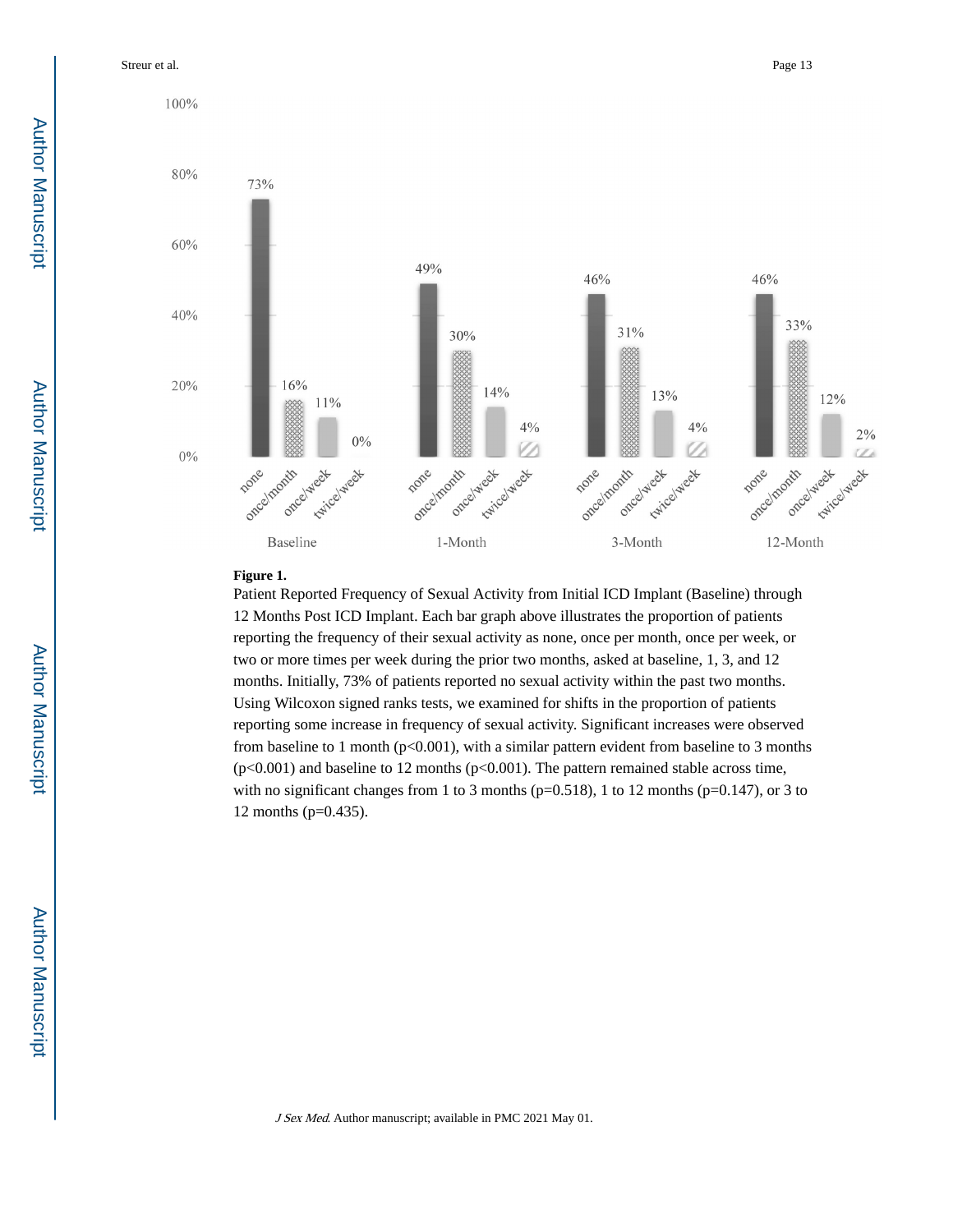**Figure 1.**

Patient Reported Frequency of Sexual Activity from Initial ICD Implant (Baseline) through 12 Months Post ICD Implant. Each bar graph above illustrates the proportion of patients reporting the frequency of their sexual activity as none, once per month, once per week, or two or more times per week during the prior two months, asked at baseline, 1, 3, and 12 months. Initially, 73% of patients reported no sexual activity within the past two months. Using Wilcoxon signed ranks tests, we examined for shifts in the proportion of patients reporting some increase in frequency of sexual activity. Significant increases were observed from baseline to 1 month ($p<0.001$), with a similar pattern evident from baseline to 3 months ($p<0.001$) and baseline to 12 months ($p<0.001$). The pattern remained stable across time, with no significant changes from 1 to 3 months ($p=0.518$), 1 to 12 months ($p=0.147$), or 3 to 12 months ($p=0.435$).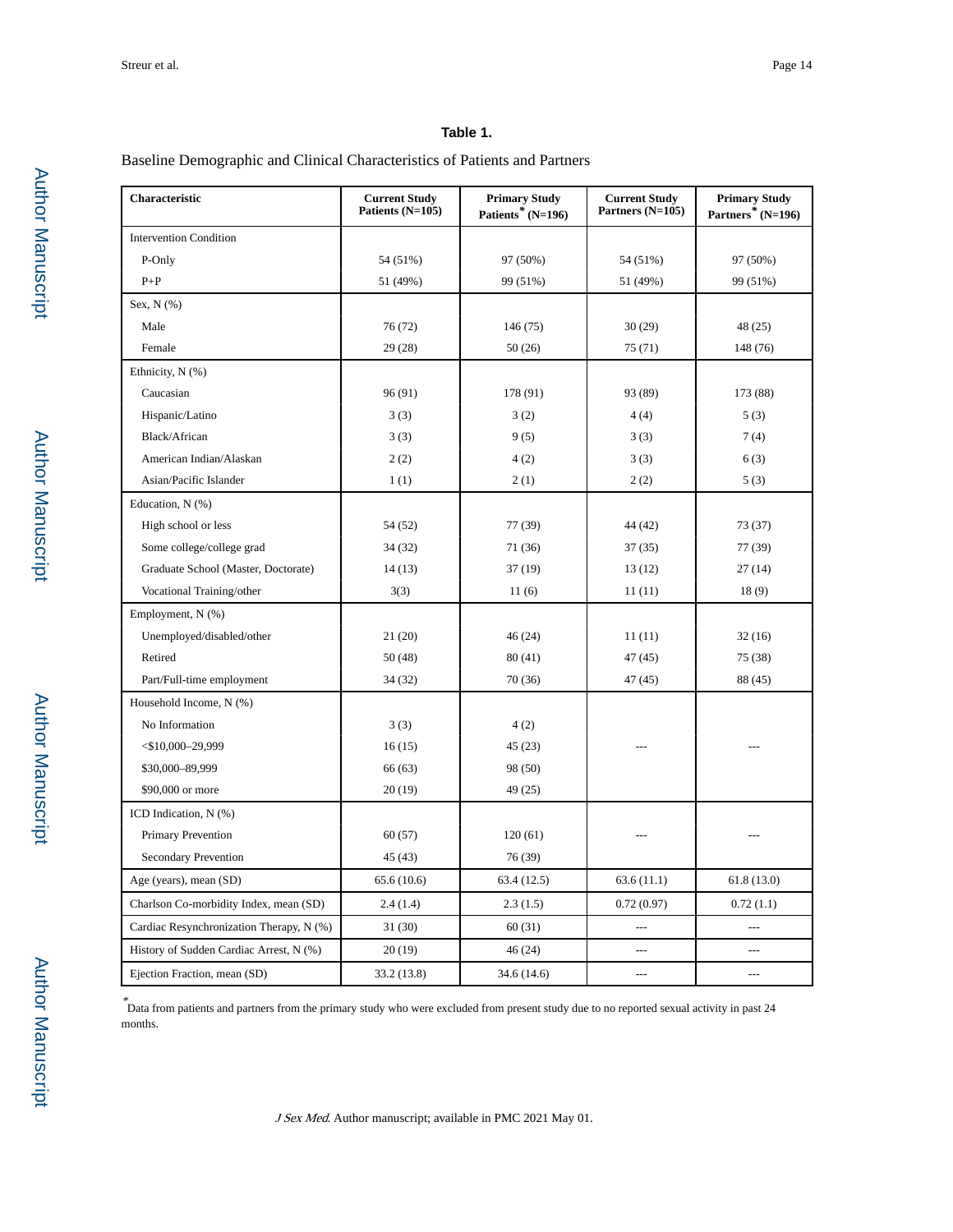**Table 1.**

Baseline Demographic and Clinical Characteristics of Patients and Partners

| Characteristic | Current Study Patients (N=105) | Primary Study Patients* (N=196) | Current Study Partners (N=105) | Primary Study Partners* (N=196) |
|---|---|---|---|---|
| Intervention Condition | | | | |
| P-Only | 54 (51%) | 97 (50%) | 54 (51%) | 97 (50%) |
| P+P | 51 (49%) | 99 (51%) | 51 (49%) | 99 (51%) |
| Sex, N (%) | | | | |
| Male | 76 (72) | 146 (75) | 30 (29) | 48 (25) |
| Female | 29 (28) | 50 (26) | 75 (71) | 148 (76) |
| Ethnicity, N (%) | | | | |
| Caucasian | 96 (91) | 178 (91) | 93 (89) | 173 (88) |
| Hispanic/Latino | 3 (3) | 3 (2) | 4 (4) | 5 (3) |
| Black/African | 3 (3) | 9 (5) | 3 (3) | 7 (4) |
| American Indian/Alaskan | 2 (2) | 4 (2) | 3 (3) | 6 (3) |
| Asian/Pacific Islander | 1 (1) | 2 (1) | 2 (2) | 5 (3) |
| Education, N (%) | | | | |
| High school or less | 54 (52) | 77 (39) | 44 (42) | 73 (37) |
| Some college/college grad | 34 (32) | 71 (36) | 37 (35) | 77 (39) |
| Graduate School (Master, Doctorate) | 14 (13) | 37 (19) | 13 (12) | 27 (14) |
| Vocational Training/other | 3(3) | 11 (6) | 11 (11) | 18 (9) |
| Employment, N (%) | | | | |
| Unemployed/disabled/other | 21 (20) | 46 (24) | 11 (11) | 32 (16) |
| Retired | 50 (48) | 80 (41) | 47 (45) | 75 (38) |
| Part/Full-time employment | 34 (32) | 70 (36) | 47 (45) | 88 (45) |
| Household Income, N (%) | | | --- | --- |
| No Information | 3 (3) | 4 (2) | | |
| <$10,000–29,999 | 16 (15) | 45 (23) | | |
| $30,000–89,999 | 66 (63) | 98 (50) | | |
| $90,000 or more | 20 (19) | 49 (25) | | |
| ICD Indication, N (%) | | | --- | --- |
| Primary Prevention | 60 (57) | 120 (61) | | |
| Secondary Prevention | 45 (43) | 76 (39) | | |
| Age (years), mean (SD) | 65.6 (10.6) | 63.4 (12.5) | 63.6 (11.1) | 61.8 (13.0) |
| Charlson Co-morbidity Index, mean (SD) | 2.4 (1.4) | 2.3 (1.5) | 0.72 (0.97) | 0.72 (1.1) |
| Cardiac Resynchronization Therapy, N (%) | 31 (30) | 60 (31) | --- | --- |
| History of Sudden Cardiac Arrest, N (%) | 20 (19) | 46 (24) | --- | --- |
| Ejection Fraction, mean (SD) | 33.2 (13.8) | 34.6 (14.6) | --- | --- |

*Data from patients and partners from the primary study who were excluded from present study due to no reported sexual activity in past 24 months.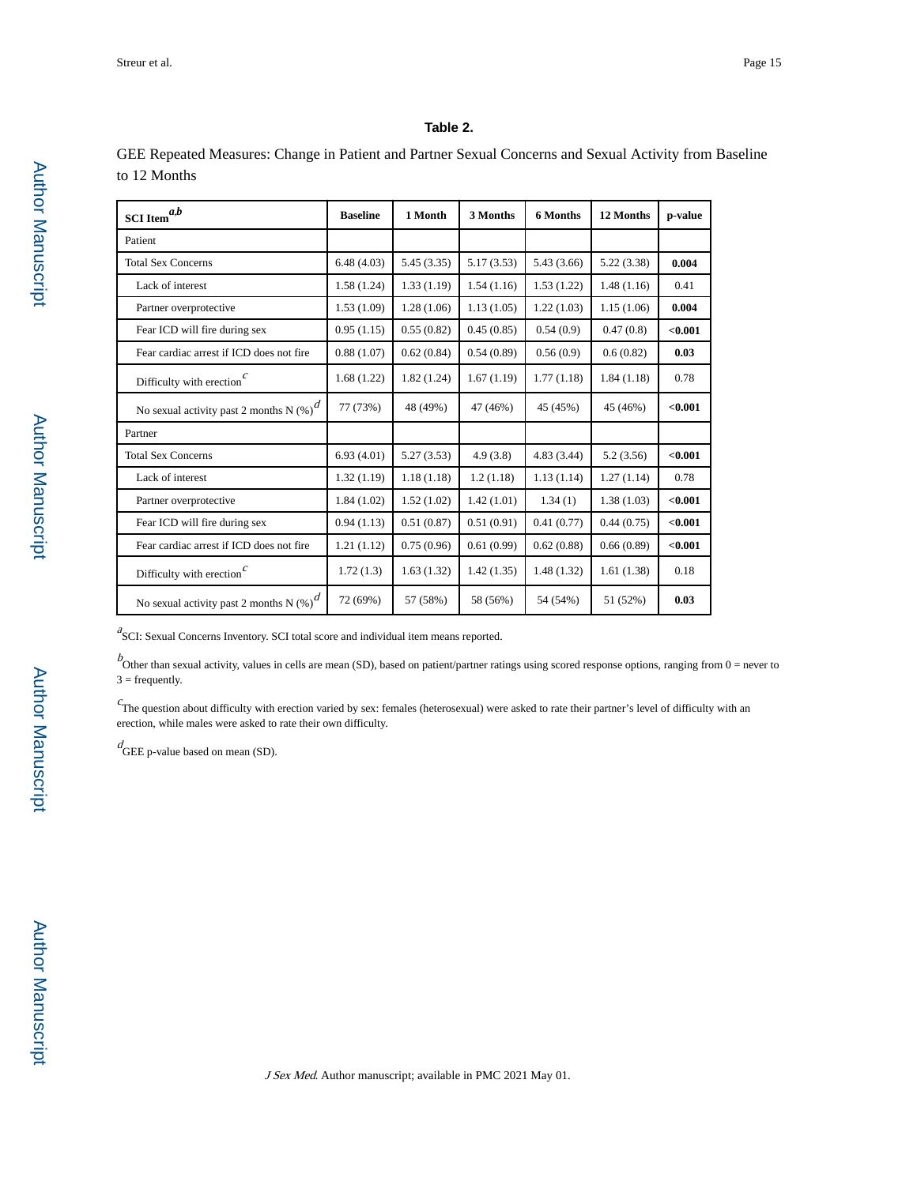**Table 2.**

GEE Repeated Measures: Change in Patient and Partner Sexual Concerns and Sexual Activity from Baseline to 12 Months

| SCI Item[a,b] | Baseline | 1 Month | 3 Months | 6 Months | 12 Months | p-value |
|---|---|---|---|---|---|---|
| Patient | | | | | | |
| Total Sex Concerns | 6.48 (4.03) | 5.45 (3.35) | 5.17 (3.53) | 5.43 (3.66) | 5.22 (3.38) | **0.004** |
| Lack of interest | 1.58 (1.24) | 1.33 (1.19) | 1.54 (1.16) | 1.53 (1.22) | 1.48 (1.16) | 0.41 |
| Partner overprotective | 1.53 (1.09) | 1.28 (1.06) | 1.13 (1.05) | 1.22 (1.03) | 1.15 (1.06) | **0.004** |
| Fear ICD will fire during sex | 0.95 (1.15) | 0.55 (0.82) | 0.45 (0.85) | 0.54 (0.9) | 0.47 (0.8) | **<0.001** |
| Fear cardiac arrest if ICD does not fire | 0.88 (1.07) | 0.62 (0.84) | 0.54 (0.89) | 0.56 (0.9) | 0.6 (0.82) | **0.03** |
| Difficulty with erection[c] | 1.68 (1.22) | 1.82 (1.24) | 1.67 (1.19) | 1.77 (1.18) | 1.84 (1.18) | 0.78 |
| No sexual activity past 2 months N (%)[d] | 77 (73%) | 48 (49%) | 47 (46%) | 45 (45%) | 45 (46%) | **<0.001** |
| Partner | | | | | | |
| Total Sex Concerns | 6.93 (4.01) | 5.27 (3.53) | 4.9 (3.8) | 4.83 (3.44) | 5.2 (3.56) | **<0.001** |
| Lack of interest | 1.32 (1.19) | 1.18 (1.18) | 1.2 (1.18) | 1.13 (1.14) | 1.27 (1.14) | 0.78 |
| Partner overprotective | 1.84 (1.02) | 1.52 (1.02) | 1.42 (1.01) | 1.34 (1) | 1.38 (1.03) | **<0.001** |
| Fear ICD will fire during sex | 0.94 (1.13) | 0.51 (0.87) | 0.51 (0.91) | 0.41 (0.77) | 0.44 (0.75) | **<0.001** |
| Fear cardiac arrest if ICD does not fire | 1.21 (1.12) | 0.75 (0.96) | 0.61 (0.99) | 0.62 (0.88) | 0.66 (0.89) | **<0.001** |
| Difficulty with erection[c] | 1.72 (1.3) | 1.63 (1.32) | 1.42 (1.35) | 1.48 (1.32) | 1.61 (1.38) | 0.18 |
| No sexual activity past 2 months N (%)[d] | 72 (69%) | 57 (58%) | 58 (56%) | 54 (54%) | 51 (52%) | **0.03** |

[a]SCI: Sexual Concerns Inventory. SCI total score and individual item means reported.

[b]Other than sexual activity, values in cells are mean (SD), based on patient/partner ratings using scored response options, ranging from 0 = never to 3 = frequently.

[c]The question about difficulty with erection varied by sex: females (heterosexual) were asked to rate their partner's level of difficulty with an erection, while males were asked to rate their own difficulty.

[d]GEE p-value based on mean (SD).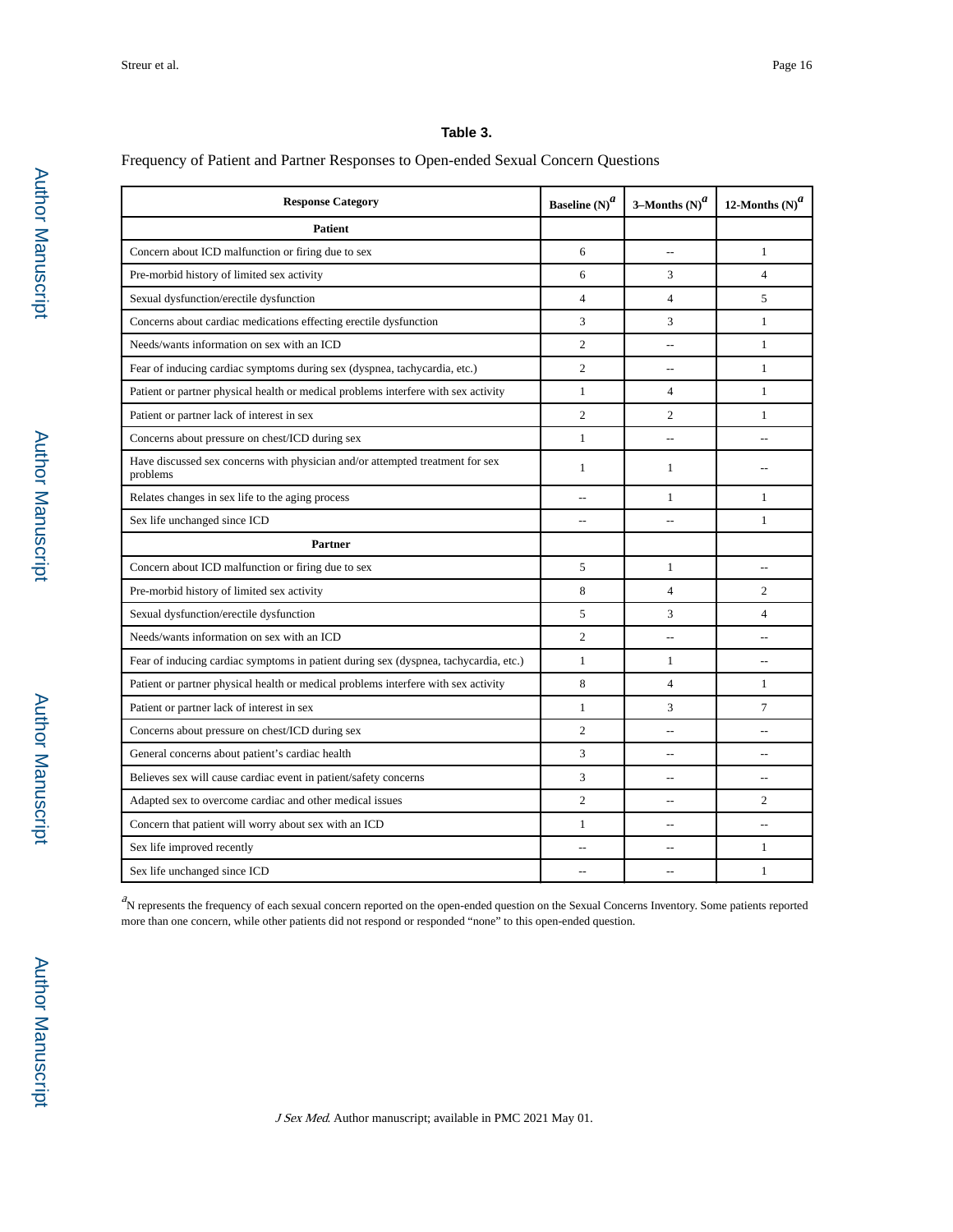**Table 3.**

Frequency of Patient and Partner Responses to Open-ended Sexual Concern Questions

| Response Category | Baseline (N)[a] | 3–Months (N)[a] | 12-Months (N)[a] |
|---|---|---|---|
| **Patient** | | | |
| Concern about ICD malfunction or firing due to sex | 6 | -- | 1 |
| Pre-morbid history of limited sex activity | 6 | 3 | 4 |
| Sexual dysfunction/erectile dysfunction | 4 | 4 | 5 |
| Concerns about cardiac medications effecting erectile dysfunction | 3 | 3 | 1 |
| Needs/wants information on sex with an ICD | 2 | -- | 1 |
| Fear of inducing cardiac symptoms during sex (dyspnea, tachycardia, etc.) | 2 | -- | 1 |
| Patient or partner physical health or medical problems interfere with sex activity | 1 | 4 | 1 |
| Patient or partner lack of interest in sex | 2 | 2 | 1 |
| Concerns about pressure on chest/ICD during sex | 1 | -- | -- |
| Have discussed sex concerns with physician and/or attempted treatment for sex problems | 1 | 1 | -- |
| Relates changes in sex life to the aging process | -- | 1 | 1 |
| Sex life unchanged since ICD | -- | -- | 1 |
| **Partner** | | | |
| Concern about ICD malfunction or firing due to sex | 5 | 1 | -- |
| Pre-morbid history of limited sex activity | 8 | 4 | 2 |
| Sexual dysfunction/erectile dysfunction | 5 | 3 | 4 |
| Needs/wants information on sex with an ICD | 2 | -- | -- |
| Fear of inducing cardiac symptoms in patient during sex (dyspnea, tachycardia, etc.) | 1 | 1 | -- |
| Patient or partner physical health or medical problems interfere with sex activity | 8 | 4 | 1 |
| Patient or partner lack of interest in sex | 1 | 3 | 7 |
| Concerns about pressure on chest/ICD during sex | 2 | -- | -- |
| General concerns about patient's cardiac health | 3 | -- | -- |
| Believes sex will cause cardiac event in patient/safety concerns | 3 | -- | -- |
| Adapted sex to overcome cardiac and other medical issues | 2 | -- | 2 |
| Concern that patient will worry about sex with an ICD | 1 | -- | -- |
| Sex life improved recently | -- | -- | 1 |
| Sex life unchanged since ICD | -- | -- | 1 |

[a]N represents the frequency of each sexual concern reported on the open-ended question on the Sexual Concerns Inventory. Some patients reported more than one concern, while other patients did not respond or responded "none" to this open-ended question.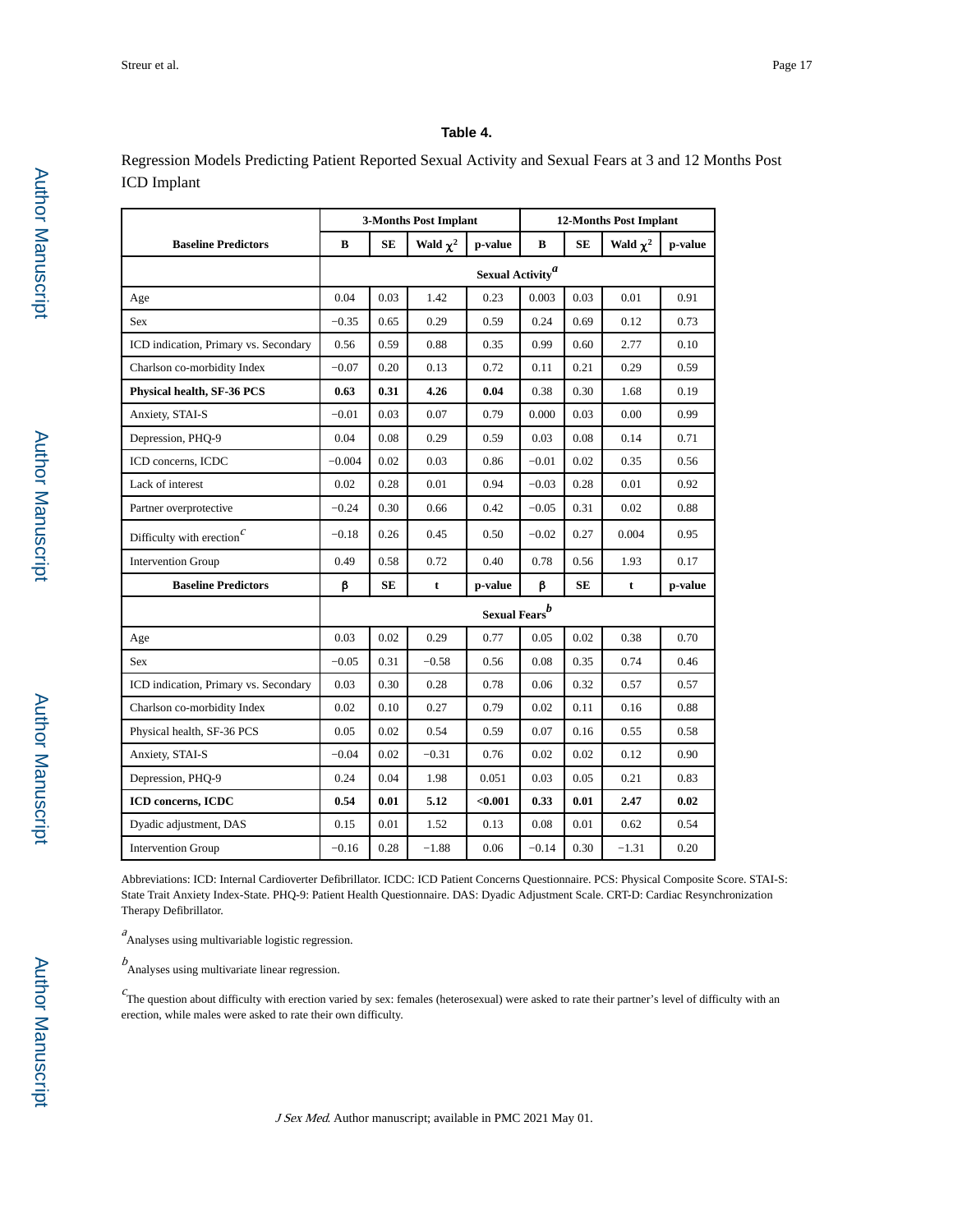**Table 4.**

Regression Models Predicting Patient Reported Sexual Activity and Sexual Fears at 3 and 12 Months Post ICD Implant

| | 3-Months Post Implant | | | | 12-Months Post Implant | | | |
|---|---|---|---|---|---|---|---|---|
| **Baseline Predictors** | **B** | **SE** | **Wald $\chi^2$** | **p-value** | **B** | **SE** | **Wald $\chi^2$** | **p-value** |
| | **Sexual Activity[a]** | | | | | | | |
| Age | 0.04 | 0.03 | 1.42 | 0.23 | 0.003 | 0.03 | 0.01 | 0.91 |
| Sex | −0.35 | 0.65 | 0.29 | 0.59 | 0.24 | 0.69 | 0.12 | 0.73 |
| ICD indication, Primary vs. Secondary | 0.56 | 0.59 | 0.88 | 0.35 | 0.99 | 0.60 | 2.77 | 0.10 |
| Charlson co-morbidity Index | −0.07 | 0.20 | 0.13 | 0.72 | 0.11 | 0.21 | 0.29 | 0.59 |
| **Physical health, SF-36 PCS** | **0.63** | **0.31** | **4.26** | **0.04** | 0.38 | 0.30 | 1.68 | 0.19 |
| Anxiety, STAI-S | −0.01 | 0.03 | 0.07 | 0.79 | 0.000 | 0.03 | 0.00 | 0.99 |
| Depression, PHQ-9 | 0.04 | 0.08 | 0.29 | 0.59 | 0.03 | 0.08 | 0.14 | 0.71 |
| ICD concerns, ICDC | −0.004 | 0.02 | 0.03 | 0.86 | −0.01 | 0.02 | 0.35 | 0.56 |
| Lack of interest | 0.02 | 0.28 | 0.01 | 0.94 | −0.03 | 0.28 | 0.01 | 0.92 |
| Partner overprotective | −0.24 | 0.30 | 0.66 | 0.42 | −0.05 | 0.31 | 0.02 | 0.88 |
| Difficulty with erection[c] | −0.18 | 0.26 | 0.45 | 0.50 | −0.02 | 0.27 | 0.004 | 0.95 |
| Intervention Group | 0.49 | 0.58 | 0.72 | 0.40 | 0.78 | 0.56 | 1.93 | 0.17 |
| **Baseline Predictors** | **β** | **SE** | **t** | **p-value** | **β** | **SE** | **t** | **p-value** |
| | **Sexual Fears[b]** | | | | | | | |
| Age | 0.03 | 0.02 | 0.29 | 0.77 | 0.05 | 0.02 | 0.38 | 0.70 |
| Sex | −0.05 | 0.31 | −0.58 | 0.56 | 0.08 | 0.35 | 0.74 | 0.46 |
| ICD indication, Primary vs. Secondary | 0.03 | 0.30 | 0.28 | 0.78 | 0.06 | 0.32 | 0.57 | 0.57 |
| Charlson co-morbidity Index | 0.02 | 0.10 | 0.27 | 0.79 | 0.02 | 0.11 | 0.16 | 0.88 |
| Physical health, SF-36 PCS | 0.05 | 0.02 | 0.54 | 0.59 | 0.07 | 0.16 | 0.55 | 0.58 |
| Anxiety, STAI-S | −0.04 | 0.02 | −0.31 | 0.76 | 0.02 | 0.02 | 0.12 | 0.90 |
| Depression, PHQ-9 | 0.24 | 0.04 | 1.98 | 0.051 | 0.03 | 0.05 | 0.21 | 0.83 |
| **ICD concerns, ICDC** | **0.54** | **0.01** | **5.12** | **<0.001** | **0.33** | **0.01** | **2.47** | **0.02** |
| Dyadic adjustment, DAS | 0.15 | 0.01 | 1.52 | 0.13 | 0.08 | 0.01 | 0.62 | 0.54 |
| Intervention Group | −0.16 | 0.28 | −1.88 | 0.06 | −0.14 | 0.30 | −1.31 | 0.20 |

Abbreviations: ICD: Internal Cardioverter Defibrillator. ICDC: ICD Patient Concerns Questionnaire. PCS: Physical Composite Score. STAI-S: State Trait Anxiety Index-State. PHQ-9: Patient Health Questionnaire. DAS: Dyadic Adjustment Scale. CRT-D: Cardiac Resynchronization Therapy Defibrillator.

[a] Analyses using multivariable logistic regression.

[b] Analyses using multivariate linear regression.

[c] The question about difficulty with erection varied by sex: females (heterosexual) were asked to rate their partner's level of difficulty with an erection, while males were asked to rate their own difficulty.